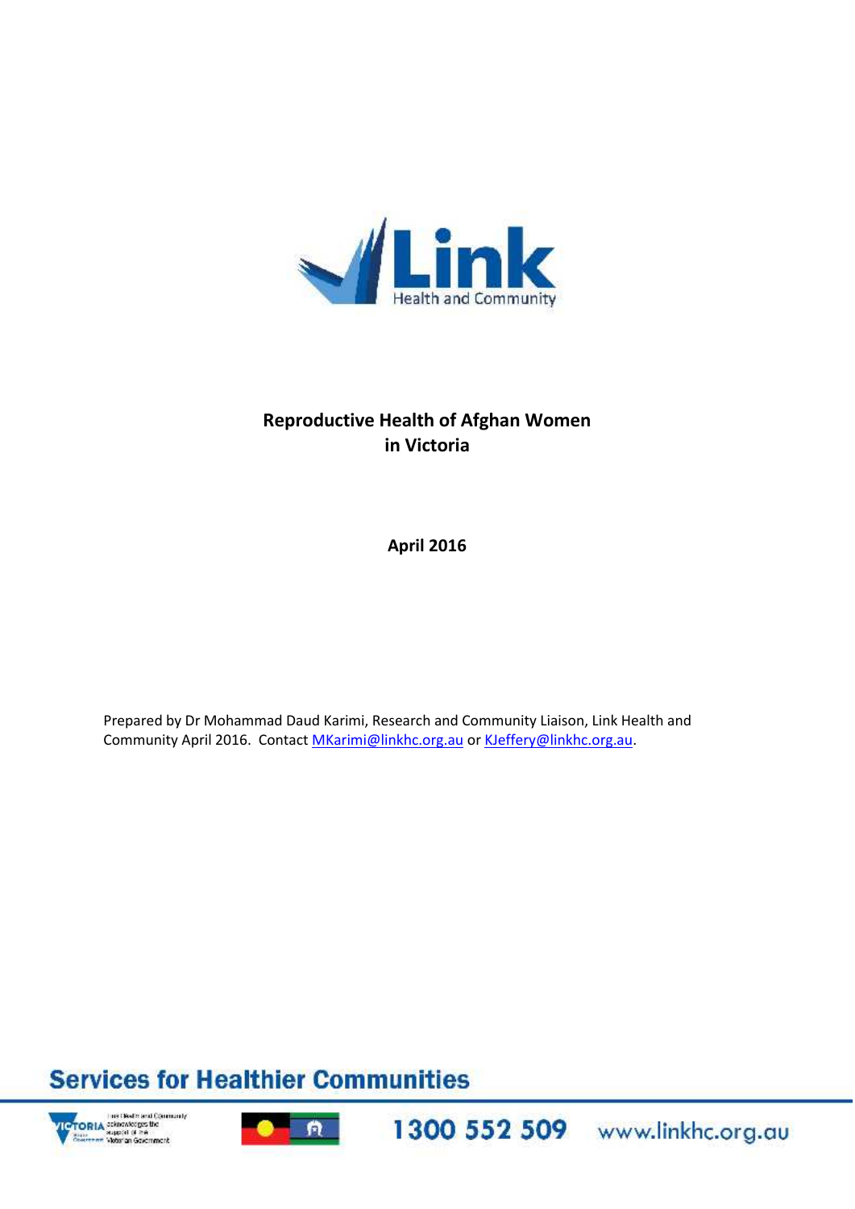# Reproductive Health of Afghan Women in Victoria

**April 2016**

Prepared by Dr Mohammad Daud Karimi, Research and Community Liaison, Link Health and Community April 2016. Contact MKarimi@linkhc.org.au or KJeffery@linkhc.org.au.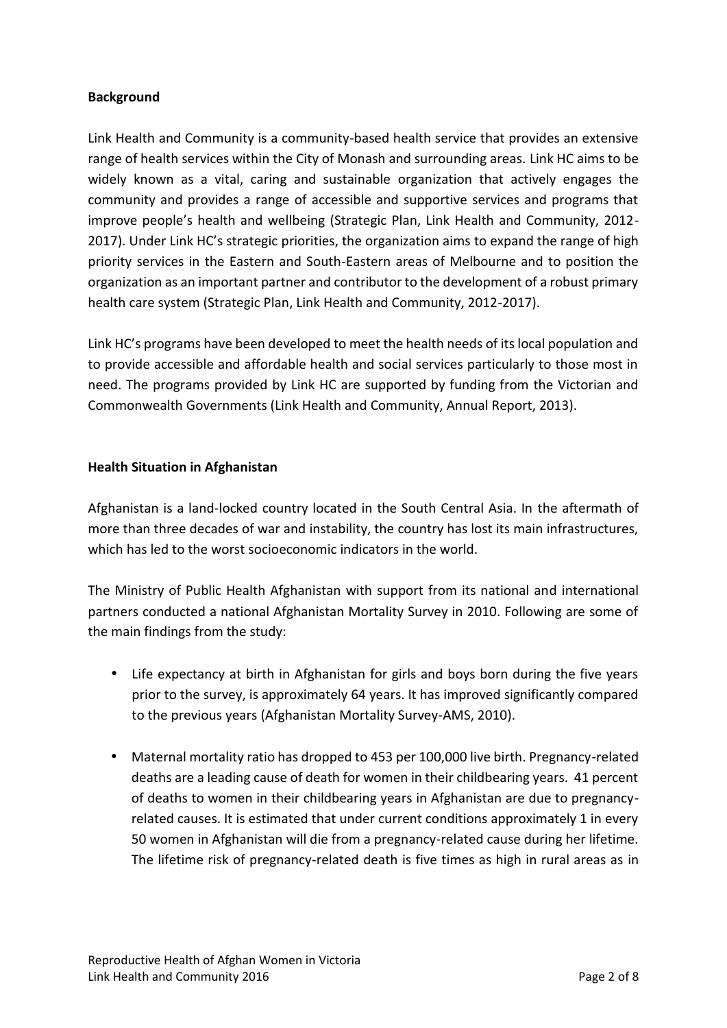**Background**

Link Health and Community is a community-based health service that provides an extensive range of health services within the City of Monash and surrounding areas. Link HC aims to be widely known as a vital, caring and sustainable organization that actively engages the community and provides a range of accessible and supportive services and programs that improve people's health and wellbeing (Strategic Plan, Link Health and Community, 2012-2017). Under Link HC's strategic priorities, the organization aims to expand the range of high priority services in the Eastern and South-Eastern areas of Melbourne and to position the organization as an important partner and contributor to the development of a robust primary health care system (Strategic Plan, Link Health and Community, 2012-2017).

Link HC's programs have been developed to meet the health needs of its local population and to provide accessible and affordable health and social services particularly to those most in need. The programs provided by Link HC are supported by funding from the Victorian and Commonwealth Governments (Link Health and Community, Annual Report, 2013).

**Health Situation in Afghanistan**

Afghanistan is a land-locked country located in the South Central Asia. In the aftermath of more than three decades of war and instability, the country has lost its main infrastructures, which has led to the worst socioeconomic indicators in the world.

The Ministry of Public Health Afghanistan with support from its national and international partners conducted a national Afghanistan Mortality Survey in 2010. Following are some of the main findings from the study:

- Life expectancy at birth in Afghanistan for girls and boys born during the five years prior to the survey, is approximately 64 years. It has improved significantly compared to the previous years (Afghanistan Mortality Survey-AMS, 2010).
- Maternal mortality ratio has dropped to 453 per 100,000 live birth. Pregnancy-related deaths are a leading cause of death for women in their childbearing years. 41 percent of deaths to women in their childbearing years in Afghanistan are due to pregnancy-related causes. It is estimated that under current conditions approximately 1 in every 50 women in Afghanistan will die from a pregnancy-related cause during her lifetime. The lifetime risk of pregnancy-related death is five times as high in rural areas as in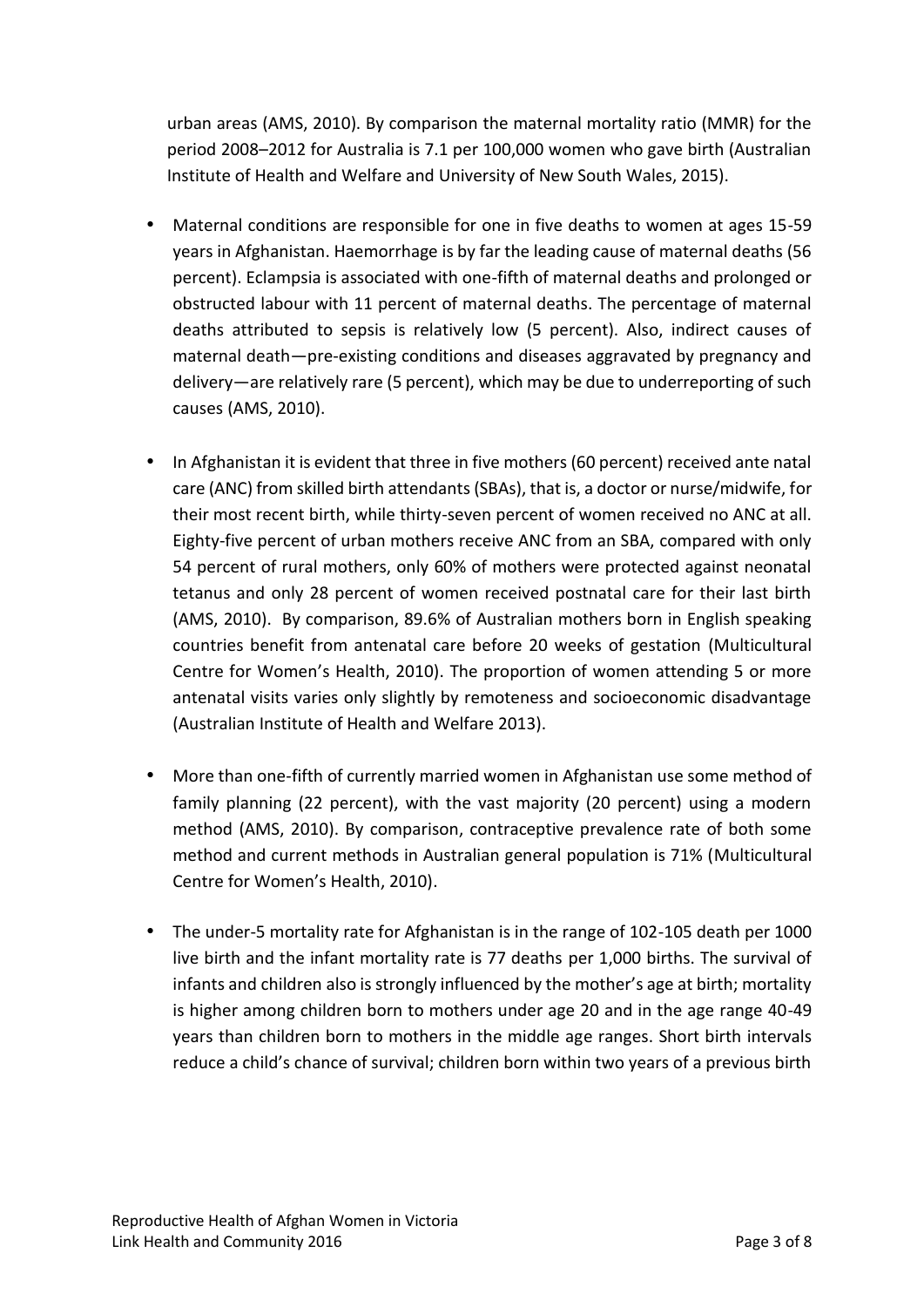urban areas (AMS, 2010). By comparison the maternal mortality ratio (MMR) for the period 2008–2012 for Australia is 7.1 per 100,000 women who gave birth (Australian Institute of Health and Welfare and University of New South Wales, 2015).

- Maternal conditions are responsible for one in five deaths to women at ages 15-59 years in Afghanistan. Haemorrhage is by far the leading cause of maternal deaths (56 percent). Eclampsia is associated with one-fifth of maternal deaths and prolonged or obstructed labour with 11 percent of maternal deaths. The percentage of maternal deaths attributed to sepsis is relatively low (5 percent). Also, indirect causes of maternal death—pre-existing conditions and diseases aggravated by pregnancy and delivery—are relatively rare (5 percent), which may be due to underreporting of such causes (AMS, 2010).

- In Afghanistan it is evident that three in five mothers (60 percent) received ante natal care (ANC) from skilled birth attendants (SBAs), that is, a doctor or nurse/midwife, for their most recent birth, while thirty-seven percent of women received no ANC at all. Eighty-five percent of urban mothers receive ANC from an SBA, compared with only 54 percent of rural mothers, only 60% of mothers were protected against neonatal tetanus and only 28 percent of women received postnatal care for their last birth (AMS, 2010). By comparison, 89.6% of Australian mothers born in English speaking countries benefit from antenatal care before 20 weeks of gestation (Multicultural Centre for Women's Health, 2010). The proportion of women attending 5 or more antenatal visits varies only slightly by remoteness and socioeconomic disadvantage (Australian Institute of Health and Welfare 2013).

- More than one-fifth of currently married women in Afghanistan use some method of family planning (22 percent), with the vast majority (20 percent) using a modern method (AMS, 2010). By comparison, contraceptive prevalence rate of both some method and current methods in Australian general population is 71% (Multicultural Centre for Women's Health, 2010).

- The under-5 mortality rate for Afghanistan is in the range of 102-105 death per 1000 live birth and the infant mortality rate is 77 deaths per 1,000 births. The survival of infants and children also is strongly influenced by the mother's age at birth; mortality is higher among children born to mothers under age 20 and in the age range 40-49 years than children born to mothers in the middle age ranges. Short birth intervals reduce a child's chance of survival; children born within two years of a previous birth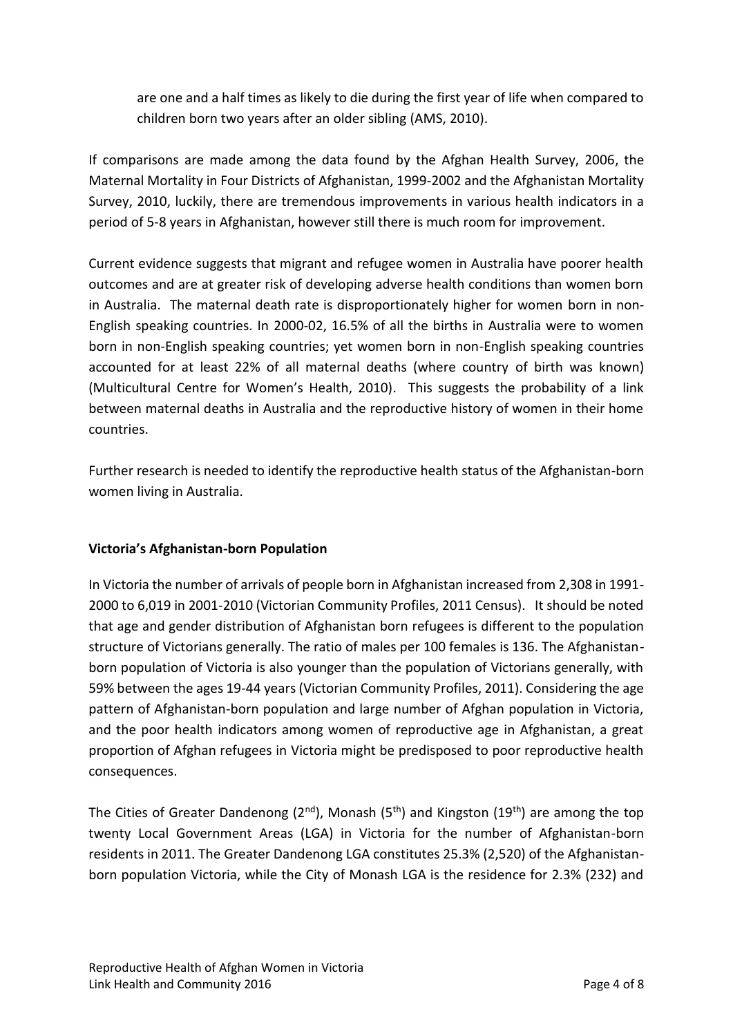are one and a half times as likely to die during the first year of life when compared to children born two years after an older sibling (AMS, 2010).

If comparisons are made among the data found by the Afghan Health Survey, 2006, the Maternal Mortality in Four Districts of Afghanistan, 1999-2002 and the Afghanistan Mortality Survey, 2010, luckily, there are tremendous improvements in various health indicators in a period of 5-8 years in Afghanistan, however still there is much room for improvement.

Current evidence suggests that migrant and refugee women in Australia have poorer health outcomes and are at greater risk of developing adverse health conditions than women born in Australia. The maternal death rate is disproportionately higher for women born in non-English speaking countries. In 2000-02, 16.5% of all the births in Australia were to women born in non-English speaking countries; yet women born in non-English speaking countries accounted for at least 22% of all maternal deaths (where country of birth was known) (Multicultural Centre for Women's Health, 2010). This suggests the probability of a link between maternal deaths in Australia and the reproductive history of women in their home countries.

Further research is needed to identify the reproductive health status of the Afghanistan-born women living in Australia.

**Victoria's Afghanistan-born Population**

In Victoria the number of arrivals of people born in Afghanistan increased from 2,308 in 1991-2000 to 6,019 in 2001-2010 (Victorian Community Profiles, 2011 Census). It should be noted that age and gender distribution of Afghanistan born refugees is different to the population structure of Victorians generally. The ratio of males per 100 females is 136. The Afghanistan-born population of Victoria is also younger than the population of Victorians generally, with 59% between the ages 19-44 years (Victorian Community Profiles, 2011). Considering the age pattern of Afghanistan-born population and large number of Afghan population in Victoria, and the poor health indicators among women of reproductive age in Afghanistan, a great proportion of Afghan refugees in Victoria might be predisposed to poor reproductive health consequences.

The Cities of Greater Dandenong (2nd), Monash (5th) and Kingston (19th) are among the top twenty Local Government Areas (LGA) in Victoria for the number of Afghanistan-born residents in 2011. The Greater Dandenong LGA constitutes 25.3% (2,520) of the Afghanistan-born population Victoria, while the City of Monash LGA is the residence for 2.3% (232) and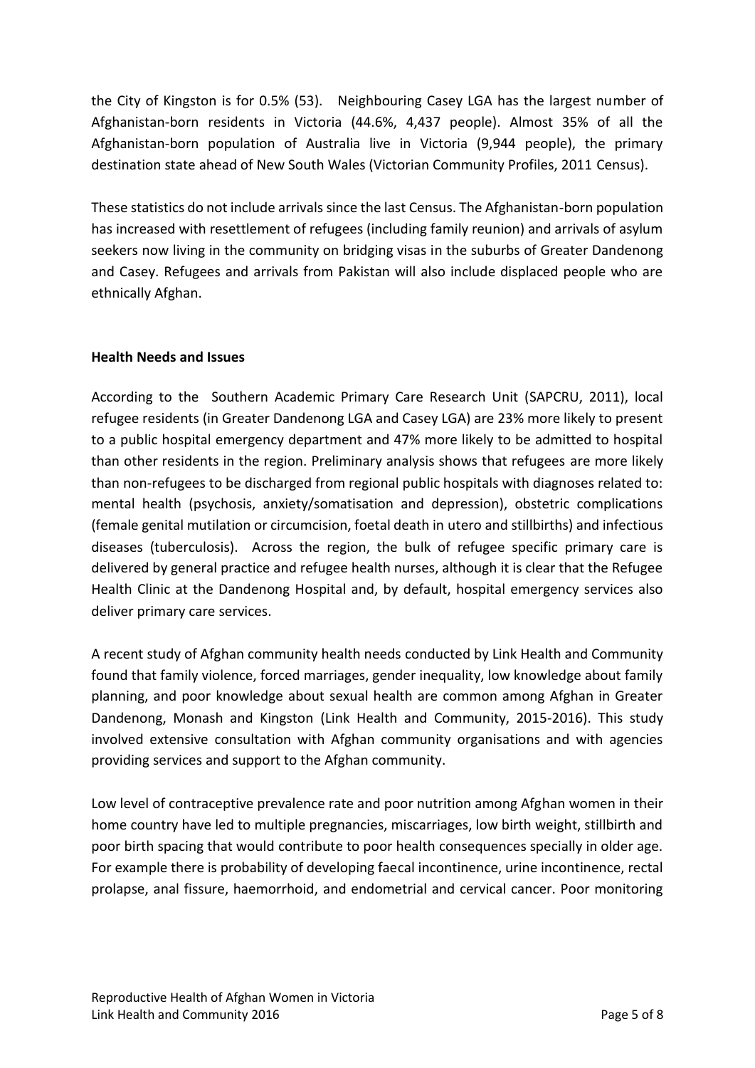the City of Kingston is for 0.5% (53). Neighbouring Casey LGA has the largest number of Afghanistan-born residents in Victoria (44.6%, 4,437 people). Almost 35% of all the Afghanistan-born population of Australia live in Victoria (9,944 people), the primary destination state ahead of New South Wales (Victorian Community Profiles, 2011 Census).

These statistics do not include arrivals since the last Census. The Afghanistan-born population has increased with resettlement of refugees (including family reunion) and arrivals of asylum seekers now living in the community on bridging visas in the suburbs of Greater Dandenong and Casey. Refugees and arrivals from Pakistan will also include displaced people who are ethnically Afghan.

**Health Needs and Issues**

According to the Southern Academic Primary Care Research Unit (SAPCRU, 2011), local refugee residents (in Greater Dandenong LGA and Casey LGA) are 23% more likely to present to a public hospital emergency department and 47% more likely to be admitted to hospital than other residents in the region. Preliminary analysis shows that refugees are more likely than non-refugees to be discharged from regional public hospitals with diagnoses related to: mental health (psychosis, anxiety/somatisation and depression), obstetric complications (female genital mutilation or circumcision, foetal death in utero and stillbirths) and infectious diseases (tuberculosis). Across the region, the bulk of refugee specific primary care is delivered by general practice and refugee health nurses, although it is clear that the Refugee Health Clinic at the Dandenong Hospital and, by default, hospital emergency services also deliver primary care services.

A recent study of Afghan community health needs conducted by Link Health and Community found that family violence, forced marriages, gender inequality, low knowledge about family planning, and poor knowledge about sexual health are common among Afghan in Greater Dandenong, Monash and Kingston (Link Health and Community, 2015-2016). This study involved extensive consultation with Afghan community organisations and with agencies providing services and support to the Afghan community.

Low level of contraceptive prevalence rate and poor nutrition among Afghan women in their home country have led to multiple pregnancies, miscarriages, low birth weight, stillbirth and poor birth spacing that would contribute to poor health consequences specially in older age. For example there is probability of developing faecal incontinence, urine incontinence, rectal prolapse, anal fissure, haemorrhoid, and endometrial and cervical cancer. Poor monitoring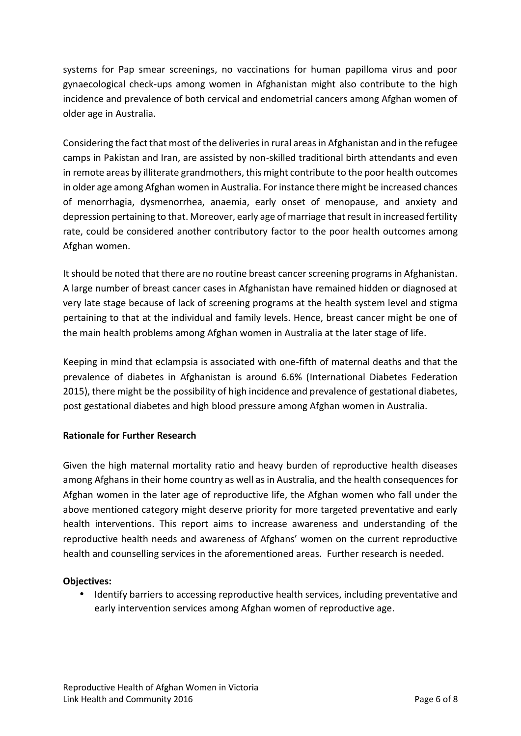systems for Pap smear screenings, no vaccinations for human papilloma virus and poor gynaecological check-ups among women in Afghanistan might also contribute to the high incidence and prevalence of both cervical and endometrial cancers among Afghan women of older age in Australia.

Considering the fact that most of the deliveries in rural areas in Afghanistan and in the refugee camps in Pakistan and Iran, are assisted by non-skilled traditional birth attendants and even in remote areas by illiterate grandmothers, this might contribute to the poor health outcomes in older age among Afghan women in Australia. For instance there might be increased chances of menorrhagia, dysmenorrhea, anaemia, early onset of menopause, and anxiety and depression pertaining to that. Moreover, early age of marriage that result in increased fertility rate, could be considered another contributory factor to the poor health outcomes among Afghan women.

It should be noted that there are no routine breast cancer screening programs in Afghanistan. A large number of breast cancer cases in Afghanistan have remained hidden or diagnosed at very late stage because of lack of screening programs at the health system level and stigma pertaining to that at the individual and family levels. Hence, breast cancer might be one of the main health problems among Afghan women in Australia at the later stage of life.

Keeping in mind that eclampsia is associated with one-fifth of maternal deaths and that the prevalence of diabetes in Afghanistan is around 6.6% (International Diabetes Federation 2015), there might be the possibility of high incidence and prevalence of gestational diabetes, post gestational diabetes and high blood pressure among Afghan women in Australia.

**Rationale for Further Research**

Given the high maternal mortality ratio and heavy burden of reproductive health diseases among Afghans in their home country as well as in Australia, and the health consequences for Afghan women in the later age of reproductive life, the Afghan women who fall under the above mentioned category might deserve priority for more targeted preventative and early health interventions. This report aims to increase awareness and understanding of the reproductive health needs and awareness of Afghans' women on the current reproductive health and counselling services in the aforementioned areas. Further research is needed.

**Objectives:**

- Identify barriers to accessing reproductive health services, including preventative and early intervention services among Afghan women of reproductive age.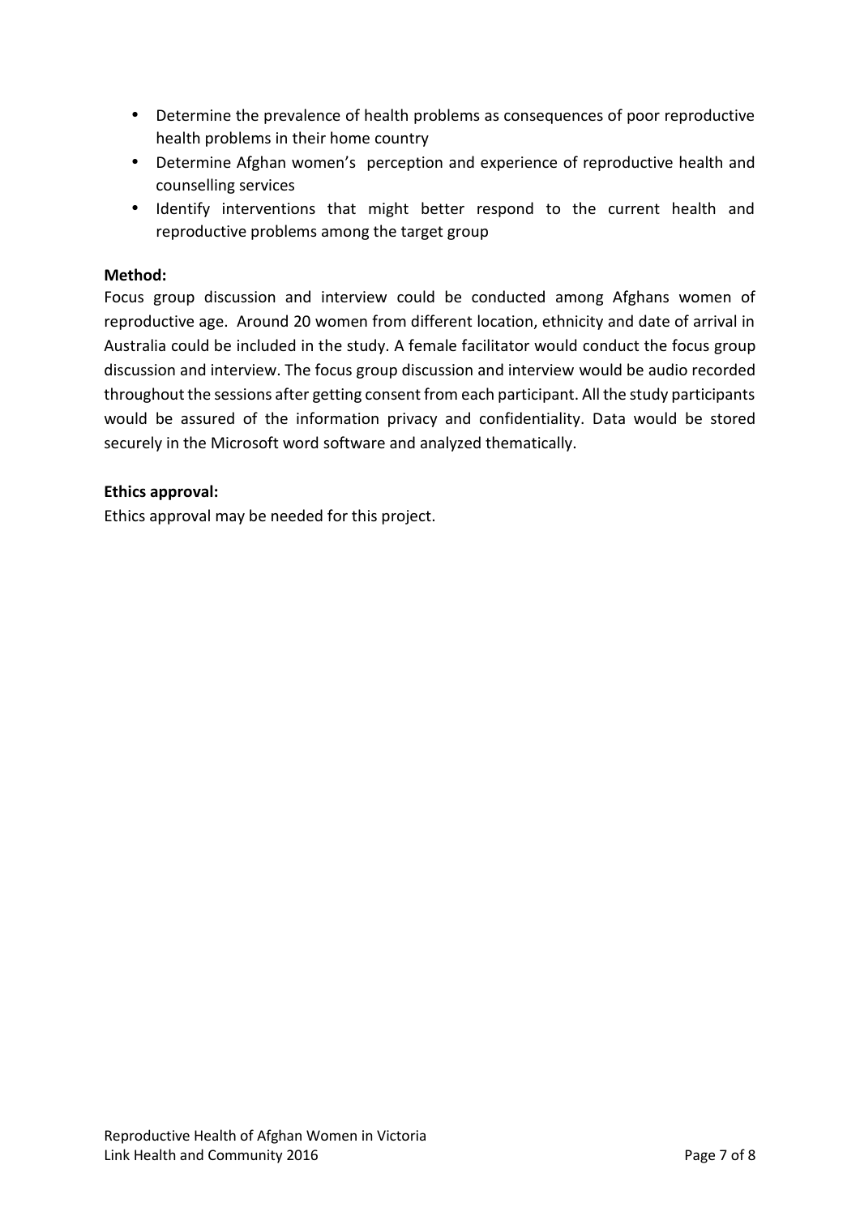- Determine the prevalence of health problems as consequences of poor reproductive health problems in their home country
- Determine Afghan women's perception and experience of reproductive health and counselling services
- Identify interventions that might better respond to the current health and reproductive problems among the target group

**Method:**

Focus group discussion and interview could be conducted among Afghans women of reproductive age. Around 20 women from different location, ethnicity and date of arrival in Australia could be included in the study. A female facilitator would conduct the focus group discussion and interview. The focus group discussion and interview would be audio recorded throughout the sessions after getting consent from each participant. All the study participants would be assured of the information privacy and confidentiality. Data would be stored securely in the Microsoft word software and analyzed thematically.

**Ethics approval:**

Ethics approval may be needed for this project.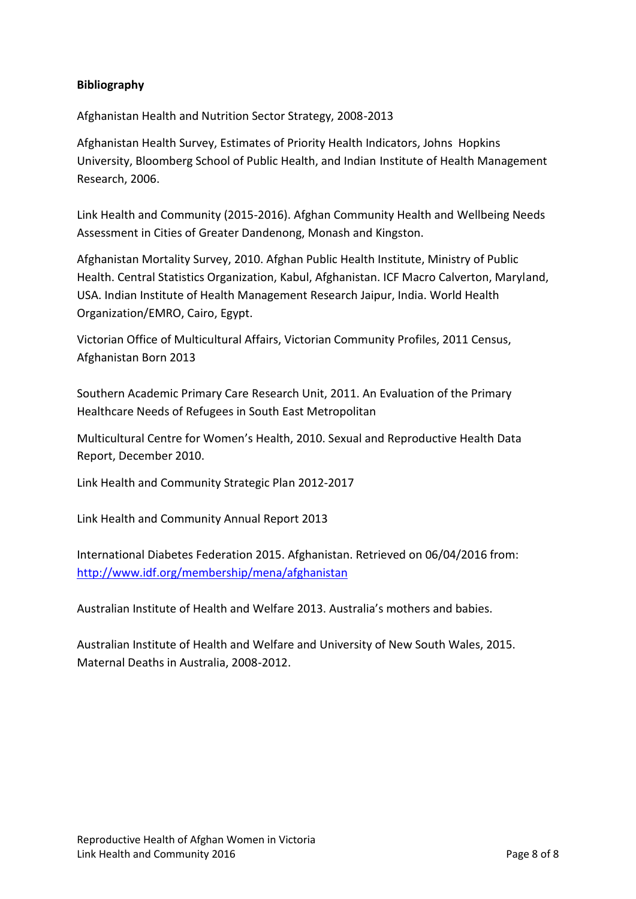**Bibliography**

Afghanistan Health and Nutrition Sector Strategy, 2008-2013

Afghanistan Health Survey, Estimates of Priority Health Indicators, Johns Hopkins University, Bloomberg School of Public Health, and Indian Institute of Health Management Research, 2006.

Link Health and Community (2015-2016). Afghan Community Health and Wellbeing Needs Assessment in Cities of Greater Dandenong, Monash and Kingston.

Afghanistan Mortality Survey, 2010. Afghan Public Health Institute, Ministry of Public Health. Central Statistics Organization, Kabul, Afghanistan. ICF Macro Calverton, Maryland, USA. Indian Institute of Health Management Research Jaipur, India. World Health Organization/EMRO, Cairo, Egypt.

Victorian Office of Multicultural Affairs, Victorian Community Profiles, 2011 Census, Afghanistan Born 2013

Southern Academic Primary Care Research Unit, 2011. An Evaluation of the Primary Healthcare Needs of Refugees in South East Metropolitan

Multicultural Centre for Women's Health, 2010. Sexual and Reproductive Health Data Report, December 2010.

Link Health and Community Strategic Plan 2012-2017

Link Health and Community Annual Report 2013

International Diabetes Federation 2015. Afghanistan. Retrieved on 06/04/2016 from: http://www.idf.org/membership/mena/afghanistan

Australian Institute of Health and Welfare 2013. Australia's mothers and babies.

Australian Institute of Health and Welfare and University of New South Wales, 2015. Maternal Deaths in Australia, 2008-2012.